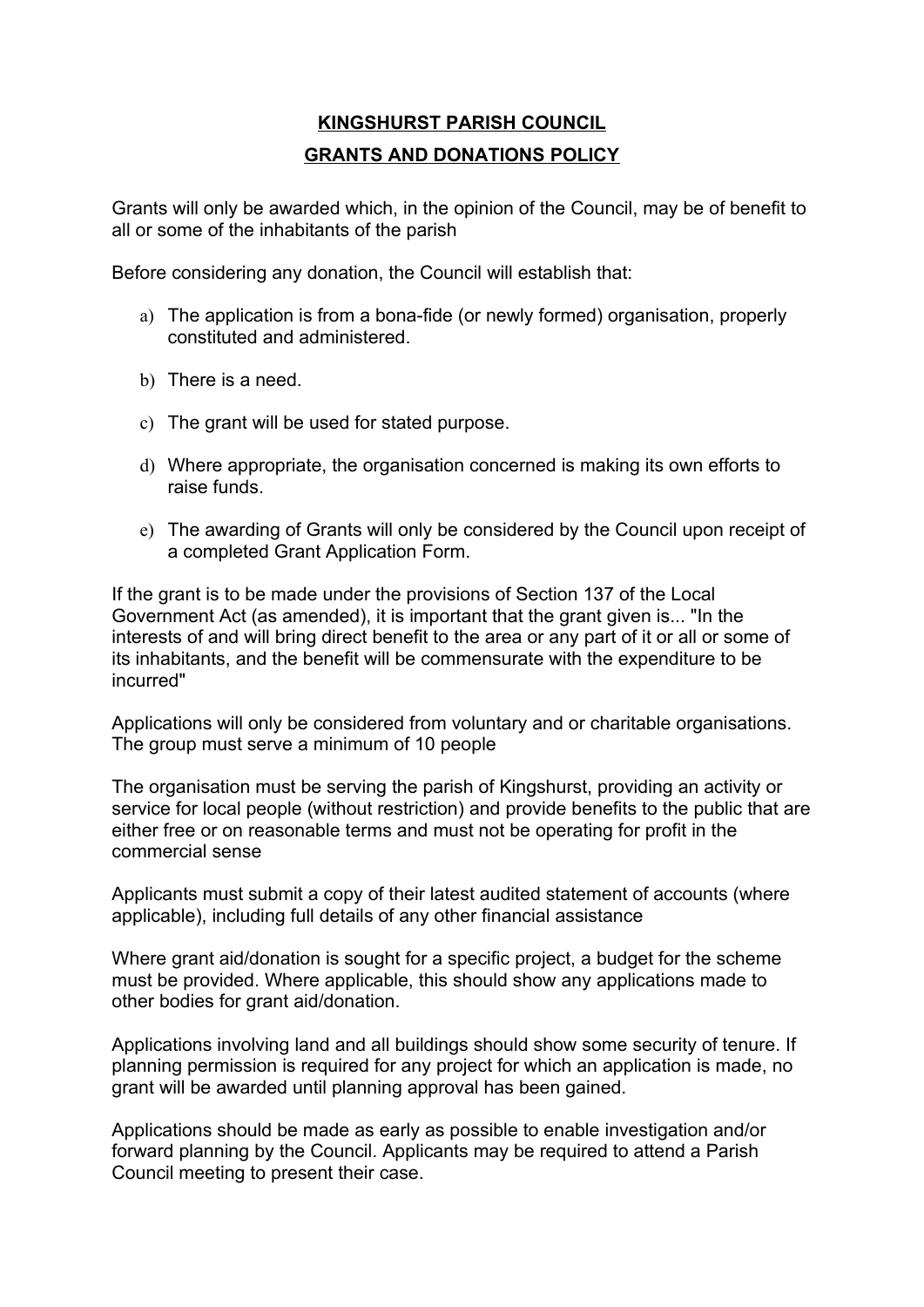# KINGSHURST PARISH COUNCIL

## GRANTS AND DONATIONS POLICY

Grants will only be awarded which, in the opinion of the Council, may be of benefit to all or some of the inhabitants of the parish

Before considering any donation, the Council will establish that:

a) The application is from a bona-fide (or newly formed) organisation, properly constituted and administered.

b) There is a need.

c) The grant will be used for stated purpose.

d) Where appropriate, the organisation concerned is making its own efforts to raise funds.

e) The awarding of Grants will only be considered by the Council upon receipt of a completed Grant Application Form.

If the grant is to be made under the provisions of Section 137 of the Local Government Act (as amended), it is important that the grant given is... "In the interests of and will bring direct benefit to the area or any part of it or all or some of its inhabitants, and the benefit will be commensurate with the expenditure to be incurred"

Applications will only be considered from voluntary and or charitable organisations. The group must serve a minimum of 10 people

The organisation must be serving the parish of Kingshurst, providing an activity or service for local people (without restriction) and provide benefits to the public that are either free or on reasonable terms and must not be operating for profit in the commercial sense

Applicants must submit a copy of their latest audited statement of accounts (where applicable), including full details of any other financial assistance

Where grant aid/donation is sought for a specific project, a budget for the scheme must be provided. Where applicable, this should show any applications made to other bodies for grant aid/donation.

Applications involving land and all buildings should show some security of tenure. If planning permission is required for any project for which an application is made, no grant will be awarded until planning approval has been gained.

Applications should be made as early as possible to enable investigation and/or forward planning by the Council. Applicants may be required to attend a Parish Council meeting to present their case.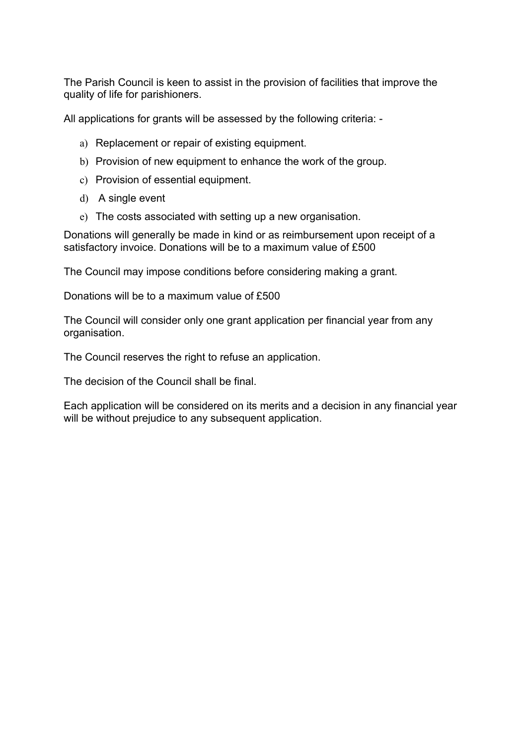The Parish Council is keen to assist in the provision of facilities that improve the quality of life for parishioners.

All applications for grants will be assessed by the following criteria: -

a) Replacement or repair of existing equipment.
b) Provision of new equipment to enhance the work of the group.
c) Provision of essential equipment.
d) A single event
e) The costs associated with setting up a new organisation.

Donations will generally be made in kind or as reimbursement upon receipt of a satisfactory invoice. Donations will be to a maximum value of £500

The Council may impose conditions before considering making a grant.

Donations will be to a maximum value of £500

The Council will consider only one grant application per financial year from any organisation.

The Council reserves the right to refuse an application.

The decision of the Council shall be final.

Each application will be considered on its merits and a decision in any financial year will be without prejudice to any subsequent application.